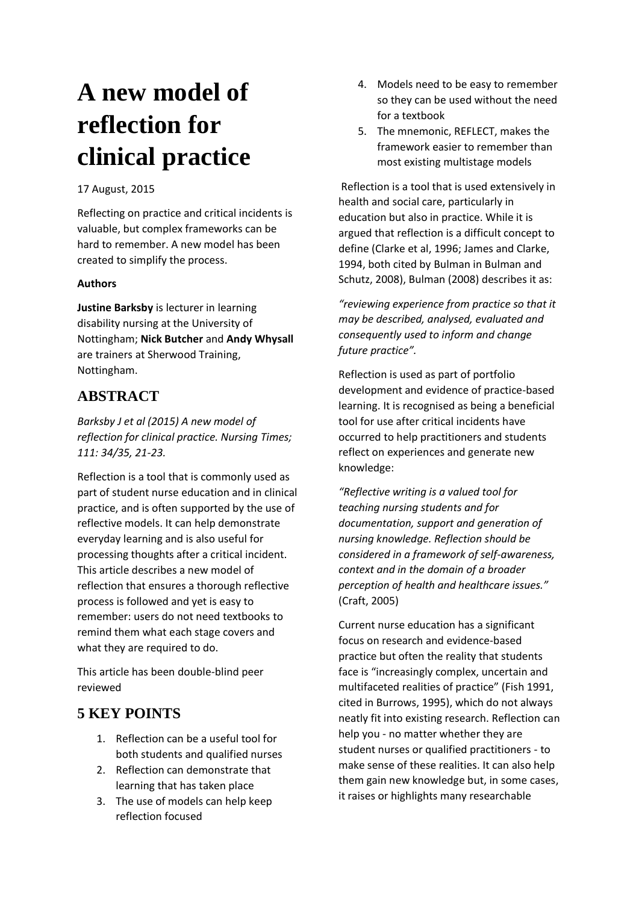# A new model of reflection for clinical practice

17 August, 2015

Reflecting on practice and critical incidents is valuable, but complex frameworks can be hard to remember. A new model has been created to simplify the process.

**Authors**

**Justine Barksby** is lecturer in learning disability nursing at the University of Nottingham; **Nick Butcher** and **Andy Whysall** are trainers at Sherwood Training, Nottingham.

## ABSTRACT

*Barksby J et al (2015) A new model of reflection for clinical practice. Nursing Times; 111: 34/35, 21-23.*

Reflection is a tool that is commonly used as part of student nurse education and in clinical practice, and is often supported by the use of reflective models. It can help demonstrate everyday learning and is also useful for processing thoughts after a critical incident. This article describes a new model of reflection that ensures a thorough reflective process is followed and yet is easy to remember: users do not need textbooks to remind them what each stage covers and what they are required to do.

This article has been double-blind peer reviewed

## 5 KEY POINTS

1. Reflection can be a useful tool for both students and qualified nurses
2. Reflection can demonstrate that learning that has taken place
3. The use of models can help keep reflection focused
4. Models need to be easy to remember so they can be used without the need for a textbook
5. The mnemonic, REFLECT, makes the framework easier to remember than most existing multistage models

Reflection is a tool that is used extensively in health and social care, particularly in education but also in practice. While it is argued that reflection is a difficult concept to define (Clarke et al, 1996; James and Clarke, 1994, both cited by Bulman in Bulman and Schutz, 2008), Bulman (2008) describes it as:

*"reviewing experience from practice so that it may be described, analysed, evaluated and consequently used to inform and change future practice".*

Reflection is used as part of portfolio development and evidence of practice-based learning. It is recognised as being a beneficial tool for use after critical incidents have occurred to help practitioners and students reflect on experiences and generate new knowledge:

*"Reflective writing is a valued tool for teaching nursing students and for documentation, support and generation of nursing knowledge. Reflection should be considered in a framework of self-awareness, context and in the domain of a broader perception of health and healthcare issues."* (Craft, 2005)

Current nurse education has a significant focus on research and evidence-based practice but often the reality that students face is "increasingly complex, uncertain and multifaceted realities of practice" (Fish 1991, cited in Burrows, 1995), which do not always neatly fit into existing research. Reflection can help you - no matter whether they are student nurses or qualified practitioners - to make sense of these realities. It can also help them gain new knowledge but, in some cases, it raises or highlights many researchable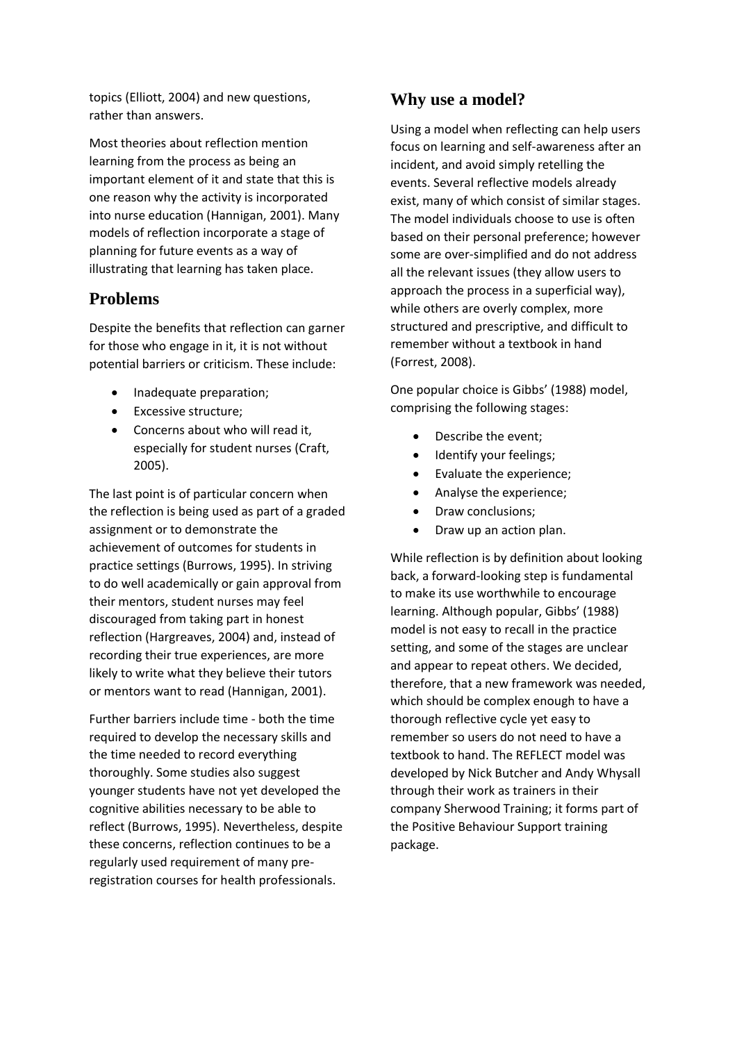topics (Elliott, 2004) and new questions, rather than answers.

Most theories about reflection mention learning from the process as being an important element of it and state that this is one reason why the activity is incorporated into nurse education (Hannigan, 2001). Many models of reflection incorporate a stage of planning for future events as a way of illustrating that learning has taken place.

## Problems

Despite the benefits that reflection can garner for those who engage in it, it is not without potential barriers or criticism. These include:

- Inadequate preparation;
- Excessive structure;
- Concerns about who will read it, especially for student nurses (Craft, 2005).

The last point is of particular concern when the reflection is being used as part of a graded assignment or to demonstrate the achievement of outcomes for students in practice settings (Burrows, 1995). In striving to do well academically or gain approval from their mentors, student nurses may feel discouraged from taking part in honest reflection (Hargreaves, 2004) and, instead of recording their true experiences, are more likely to write what they believe their tutors or mentors want to read (Hannigan, 2001).

Further barriers include time - both the time required to develop the necessary skills and the time needed to record everything thoroughly. Some studies also suggest younger students have not yet developed the cognitive abilities necessary to be able to reflect (Burrows, 1995). Nevertheless, despite these concerns, reflection continues to be a regularly used requirement of many pre-registration courses for health professionals.

## Why use a model?

Using a model when reflecting can help users focus on learning and self-awareness after an incident, and avoid simply retelling the events. Several reflective models already exist, many of which consist of similar stages. The model individuals choose to use is often based on their personal preference; however some are over-simplified and do not address all the relevant issues (they allow users to approach the process in a superficial way), while others are overly complex, more structured and prescriptive, and difficult to remember without a textbook in hand (Forrest, 2008).

One popular choice is Gibbs' (1988) model, comprising the following stages:

- Describe the event;
- Identify your feelings;
- Evaluate the experience;
- Analyse the experience;
- Draw conclusions;
- Draw up an action plan.

While reflection is by definition about looking back, a forward-looking step is fundamental to make its use worthwhile to encourage learning. Although popular, Gibbs' (1988) model is not easy to recall in the practice setting, and some of the stages are unclear and appear to repeat others. We decided, therefore, that a new framework was needed, which should be complex enough to have a thorough reflective cycle yet easy to remember so users do not need to have a textbook to hand. The REFLECT model was developed by Nick Butcher and Andy Whysall through their work as trainers in their company Sherwood Training; it forms part of the Positive Behaviour Support training package.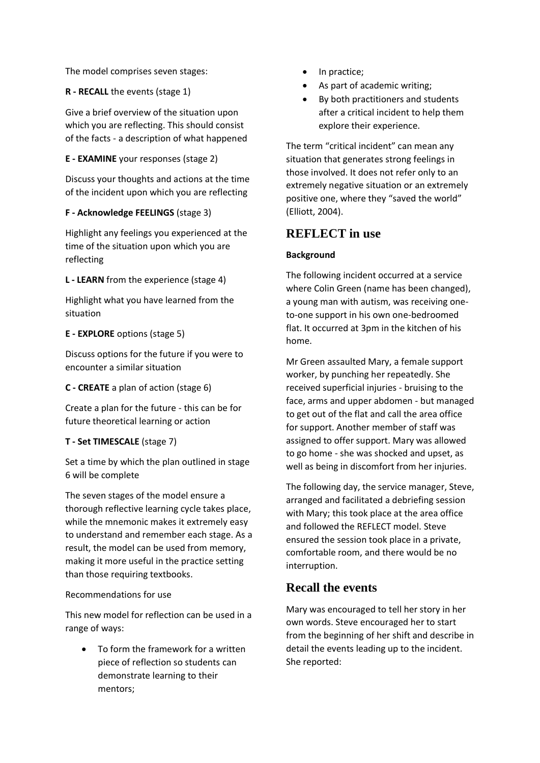The model comprises seven stages:

**R - RECALL** the events (stage 1)

Give a brief overview of the situation upon which you are reflecting. This should consist of the facts - a description of what happened

**E - EXAMINE** your responses (stage 2)

Discuss your thoughts and actions at the time of the incident upon which you are reflecting

**F - Acknowledge FEELINGS** (stage 3)

Highlight any feelings you experienced at the time of the situation upon which you are reflecting

**L - LEARN** from the experience (stage 4)

Highlight what you have learned from the situation

**E - EXPLORE** options (stage 5)

Discuss options for the future if you were to encounter a similar situation

**C - CREATE** a plan of action (stage 6)

Create a plan for the future - this can be for future theoretical learning or action

**T - Set TIMESCALE** (stage 7)

Set a time by which the plan outlined in stage 6 will be complete

The seven stages of the model ensure a thorough reflective learning cycle takes place, while the mnemonic makes it extremely easy to understand and remember each stage. As a result, the model can be used from memory, making it more useful in the practice setting than those requiring textbooks.

Recommendations for use

This new model for reflection can be used in a range of ways:

- To form the framework for a written piece of reflection so students can demonstrate learning to their mentors;
- In practice;
- As part of academic writing;
- By both practitioners and students after a critical incident to help them explore their experience.

The term "critical incident" can mean any situation that generates strong feelings in those involved. It does not refer only to an extremely negative situation or an extremely positive one, where they "saved the world" (Elliott, 2004).

## REFLECT in use

**Background**

The following incident occurred at a service where Colin Green (name has been changed), a young man with autism, was receiving one-to-one support in his own one-bedroomed flat. It occurred at 3pm in the kitchen of his home.

Mr Green assaulted Mary, a female support worker, by punching her repeatedly. She received superficial injuries - bruising to the face, arms and upper abdomen - but managed to get out of the flat and call the area office for support. Another member of staff was assigned to offer support. Mary was allowed to go home - she was shocked and upset, as well as being in discomfort from her injuries.

The following day, the service manager, Steve, arranged and facilitated a debriefing session with Mary; this took place at the area office and followed the REFLECT model. Steve ensured the session took place in a private, comfortable room, and there would be no interruption.

## Recall the events

Mary was encouraged to tell her story in her own words. Steve encouraged her to start from the beginning of her shift and describe in detail the events leading up to the incident. She reported: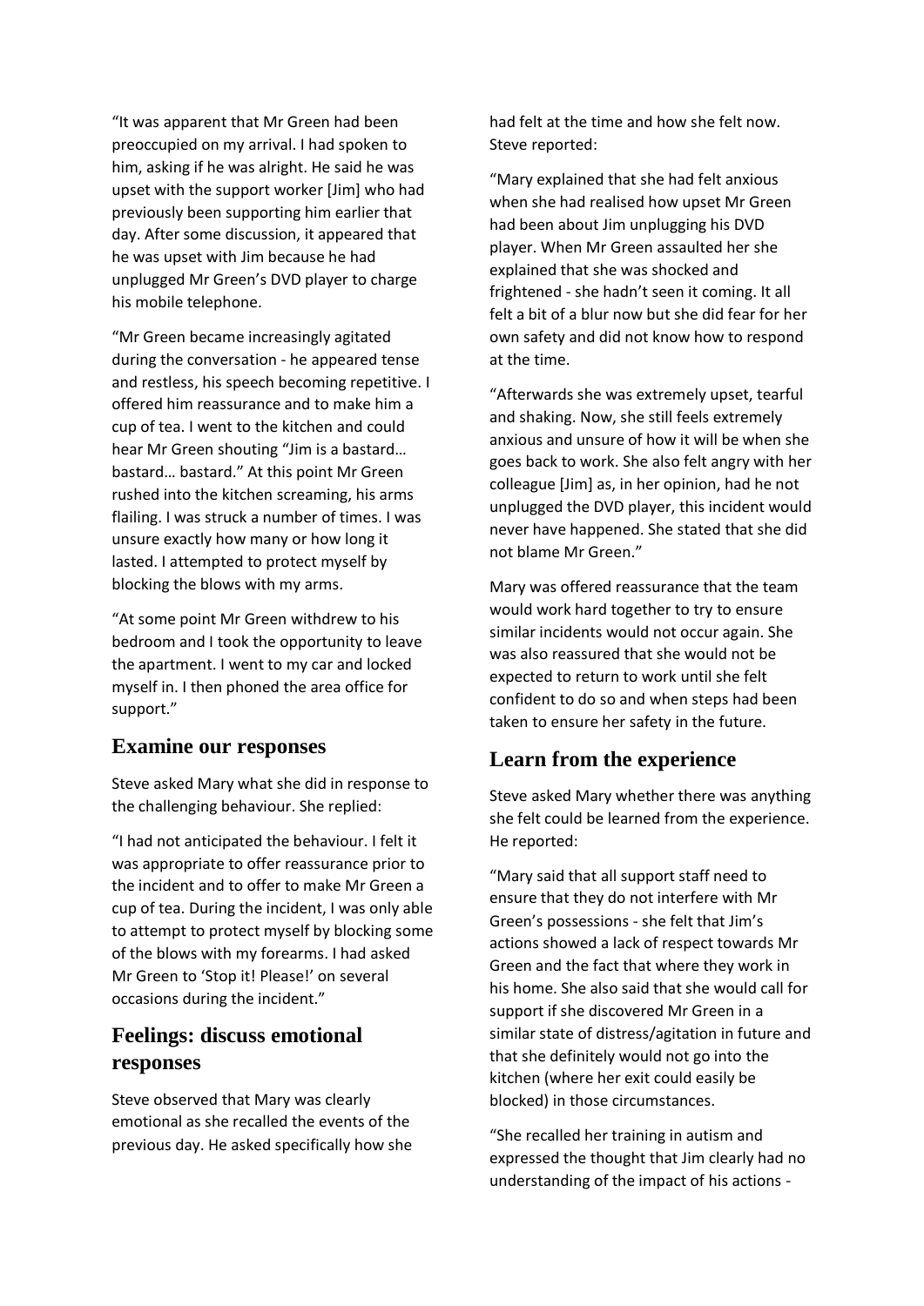"It was apparent that Mr Green had been preoccupied on my arrival. I had spoken to him, asking if he was alright. He said he was upset with the support worker [Jim] who had previously been supporting him earlier that day. After some discussion, it appeared that he was upset with Jim because he had unplugged Mr Green's DVD player to charge his mobile telephone.

"Mr Green became increasingly agitated during the conversation - he appeared tense and restless, his speech becoming repetitive. I offered him reassurance and to make him a cup of tea. I went to the kitchen and could hear Mr Green shouting "Jim is a bastard… bastard… bastard." At this point Mr Green rushed into the kitchen screaming, his arms flailing. I was struck a number of times. I was unsure exactly how many or how long it lasted. I attempted to protect myself by blocking the blows with my arms.

"At some point Mr Green withdrew to his bedroom and I took the opportunity to leave the apartment. I went to my car and locked myself in. I then phoned the area office for support."

## Examine our responses

Steve asked Mary what she did in response to the challenging behaviour. She replied:

"I had not anticipated the behaviour. I felt it was appropriate to offer reassurance prior to the incident and to offer to make Mr Green a cup of tea. During the incident, I was only able to attempt to protect myself by blocking some of the blows with my forearms. I had asked Mr Green to 'Stop it! Please!' on several occasions during the incident."

## Feelings: discuss emotional responses

Steve observed that Mary was clearly emotional as she recalled the events of the previous day. He asked specifically how she had felt at the time and how she felt now. Steve reported:

"Mary explained that she had felt anxious when she had realised how upset Mr Green had been about Jim unplugging his DVD player. When Mr Green assaulted her she explained that she was shocked and frightened - she hadn't seen it coming. It all felt a bit of a blur now but she did fear for her own safety and did not know how to respond at the time.

"Afterwards she was extremely upset, tearful and shaking. Now, she still feels extremely anxious and unsure of how it will be when she goes back to work. She also felt angry with her colleague [Jim] as, in her opinion, had he not unplugged the DVD player, this incident would never have happened. She stated that she did not blame Mr Green."

Mary was offered reassurance that the team would work hard together to try to ensure similar incidents would not occur again. She was also reassured that she would not be expected to return to work until she felt confident to do so and when steps had been taken to ensure her safety in the future.

## Learn from the experience

Steve asked Mary whether there was anything she felt could be learned from the experience. He reported:

"Mary said that all support staff need to ensure that they do not interfere with Mr Green's possessions - she felt that Jim's actions showed a lack of respect towards Mr Green and the fact that where they work in his home. She also said that she would call for support if she discovered Mr Green in a similar state of distress/agitation in future and that she definitely would not go into the kitchen (where her exit could easily be blocked) in those circumstances.

"She recalled her training in autism and expressed the thought that Jim clearly had no understanding of the impact of his actions -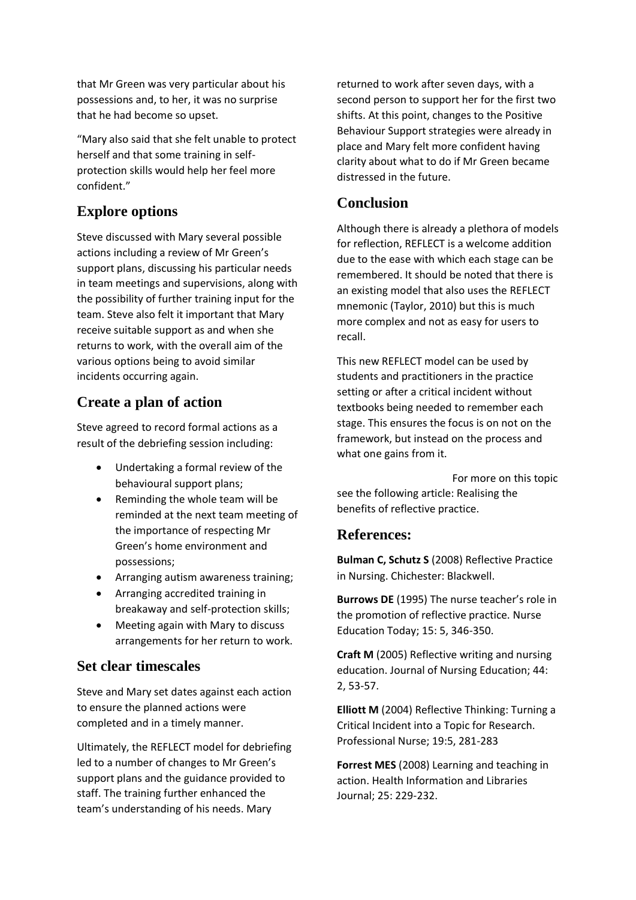that Mr Green was very particular about his possessions and, to her, it was no surprise that he had become so upset.

"Mary also said that she felt unable to protect herself and that some training in self-protection skills would help her feel more confident."

## Explore options

Steve discussed with Mary several possible actions including a review of Mr Green's support plans, discussing his particular needs in team meetings and supervisions, along with the possibility of further training input for the team. Steve also felt it important that Mary receive suitable support as and when she returns to work, with the overall aim of the various options being to avoid similar incidents occurring again.

## Create a plan of action

Steve agreed to record formal actions as a result of the debriefing session including:

- Undertaking a formal review of the behavioural support plans;
- Reminding the whole team will be reminded at the next team meeting of the importance of respecting Mr Green's home environment and possessions;
- Arranging autism awareness training;
- Arranging accredited training in breakaway and self-protection skills;
- Meeting again with Mary to discuss arrangements for her return to work.

## Set clear timescales

Steve and Mary set dates against each action to ensure the planned actions were completed and in a timely manner.

Ultimately, the REFLECT model for debriefing led to a number of changes to Mr Green's support plans and the guidance provided to staff. The training further enhanced the team's understanding of his needs. Mary returned to work after seven days, with a second person to support her for the first two shifts. At this point, changes to the Positive Behaviour Support strategies were already in place and Mary felt more confident having clarity about what to do if Mr Green became distressed in the future.

## Conclusion

Although there is already a plethora of models for reflection, REFLECT is a welcome addition due to the ease with which each stage can be remembered. It should be noted that there is an existing model that also uses the REFLECT mnemonic (Taylor, 2010) but this is much more complex and not as easy for users to recall.

This new REFLECT model can be used by students and practitioners in the practice setting or after a critical incident without textbooks being needed to remember each stage. This ensures the focus is on not on the framework, but instead on the process and what one gains from it.

For more on this topic see the following article: Realising the benefits of reflective practice.

## References:

**Bulman C, Schutz S** (2008) Reflective Practice in Nursing. Chichester: Blackwell.

**Burrows DE** (1995) The nurse teacher's role in the promotion of reflective practice. Nurse Education Today; 15: 5, 346-350.

**Craft M** (2005) Reflective writing and nursing education. Journal of Nursing Education; 44: 2, 53-57.

**Elliott M** (2004) Reflective Thinking: Turning a Critical Incident into a Topic for Research. Professional Nurse; 19:5, 281-283

**Forrest MES** (2008) Learning and teaching in action. Health Information and Libraries Journal; 25: 229-232.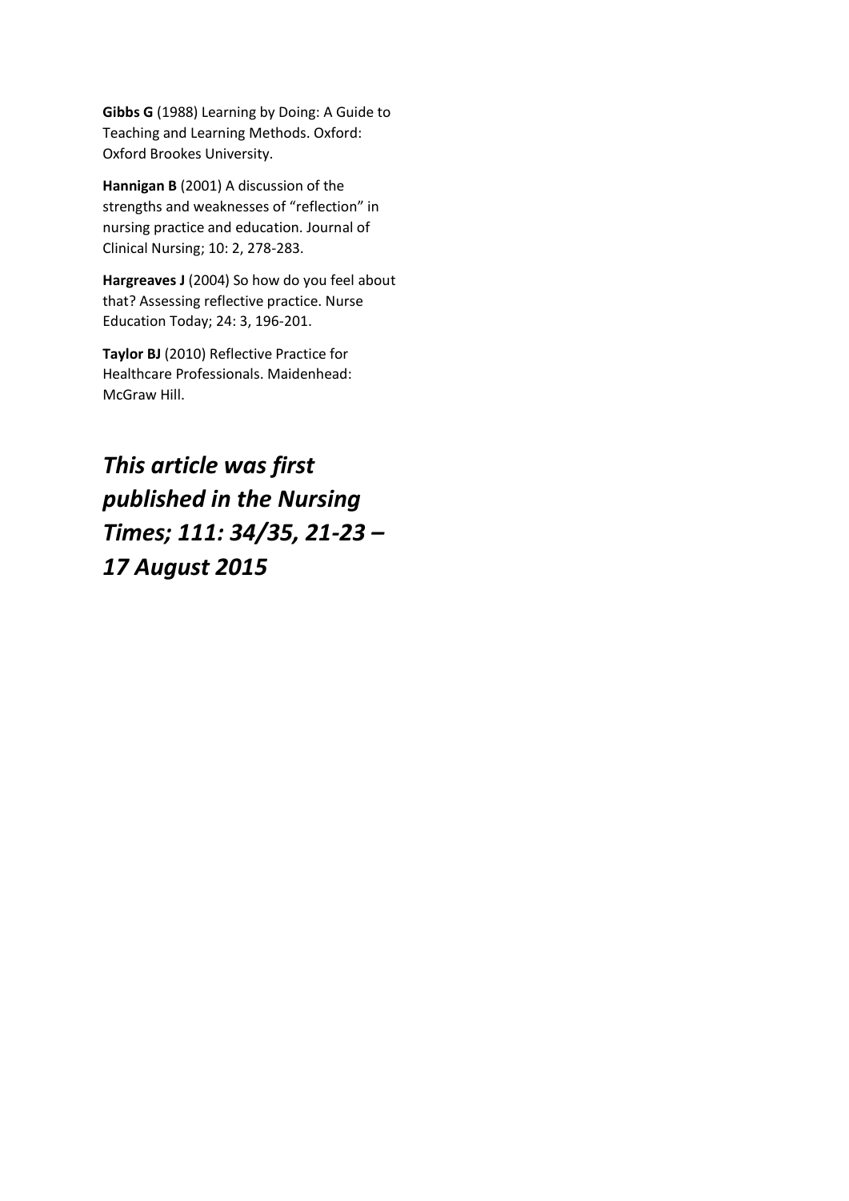**Gibbs G** (1988) Learning by Doing: A Guide to Teaching and Learning Methods. Oxford: Oxford Brookes University.

**Hannigan B** (2001) A discussion of the strengths and weaknesses of "reflection" in nursing practice and education. Journal of Clinical Nursing; 10: 2, 278-283.

**Hargreaves J** (2004) So how do you feel about that? Assessing reflective practice. Nurse Education Today; 24: 3, 196-201.

**Taylor BJ** (2010) Reflective Practice for Healthcare Professionals. Maidenhead: McGraw Hill.

***This article was first published in the Nursing Times; 111: 34/35, 21-23 – 17 August 2015***